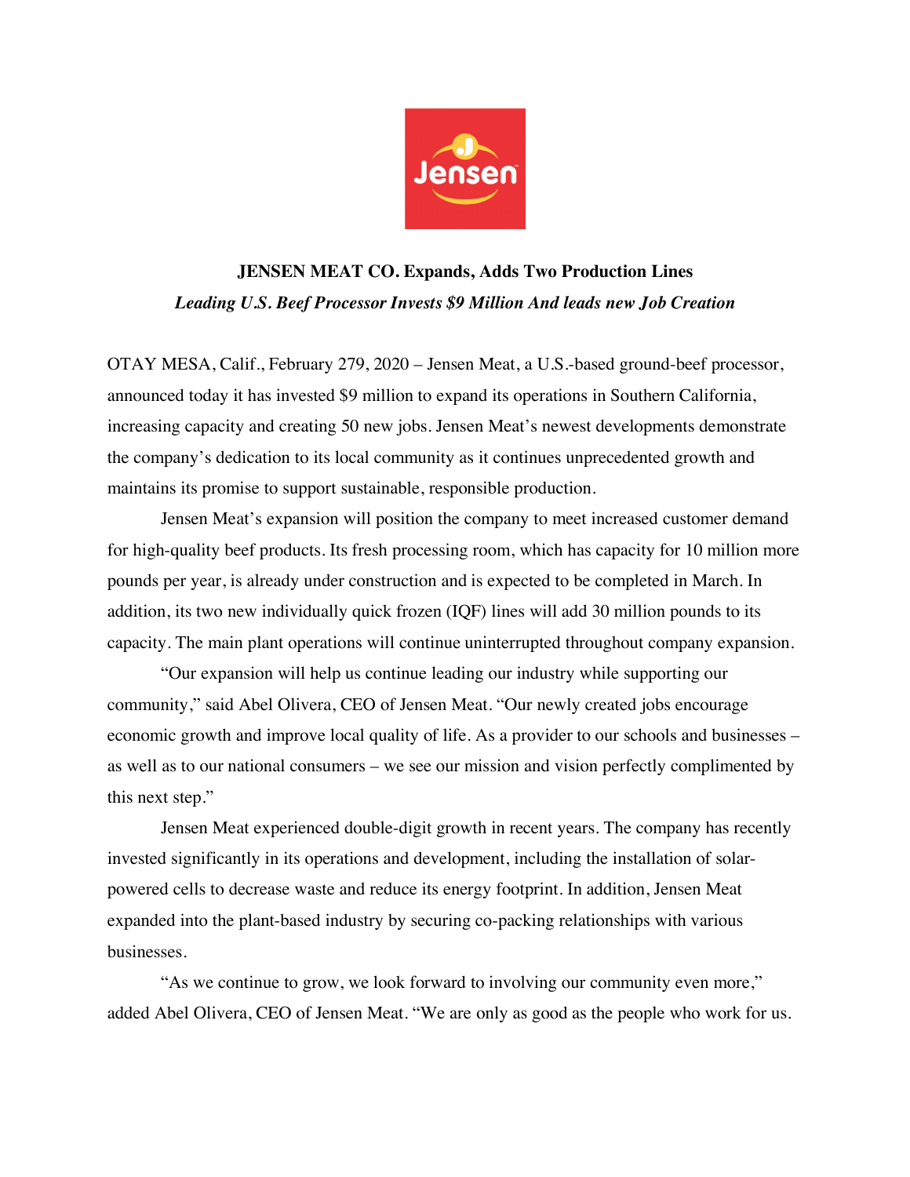# JENSEN MEAT CO. Expands, Adds Two Production Lines

***Leading U.S. Beef Processor Invests $9 Million And leads new Job Creation***

OTAY MESA, Calif., February 279, 2020 – Jensen Meat, a U.S.-based ground-beef processor, announced today it has invested $9 million to expand its operations in Southern California, increasing capacity and creating 50 new jobs. Jensen Meat's newest developments demonstrate the company's dedication to its local community as it continues unprecedented growth and maintains its promise to support sustainable, responsible production.

Jensen Meat's expansion will position the company to meet increased customer demand for high-quality beef products. Its fresh processing room, which has capacity for 10 million more pounds per year, is already under construction and is expected to be completed in March. In addition, its two new individually quick frozen (IQF) lines will add 30 million pounds to its capacity. The main plant operations will continue uninterrupted throughout company expansion.

"Our expansion will help us continue leading our industry while supporting our community," said Abel Olivera, CEO of Jensen Meat. "Our newly created jobs encourage economic growth and improve local quality of life. As a provider to our schools and businesses – as well as to our national consumers – we see our mission and vision perfectly complimented by this next step."

Jensen Meat experienced double-digit growth in recent years. The company has recently invested significantly in its operations and development, including the installation of solar-powered cells to decrease waste and reduce its energy footprint. In addition, Jensen Meat expanded into the plant-based industry by securing co-packing relationships with various businesses.

"As we continue to grow, we look forward to involving our community even more," added Abel Olivera, CEO of Jensen Meat. "We are only as good as the people who work for us.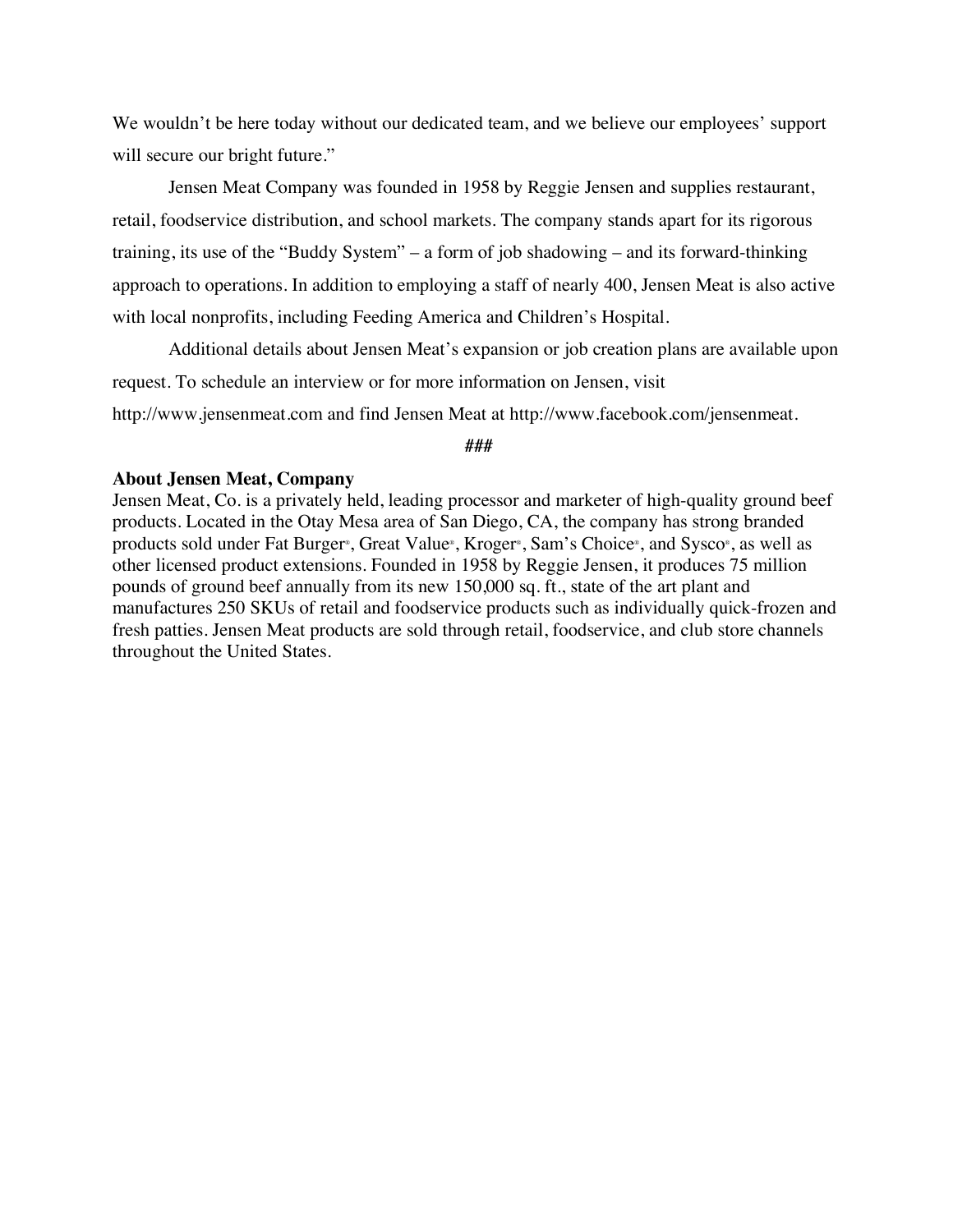We wouldn't be here today without our dedicated team, and we believe our employees' support will secure our bright future."

Jensen Meat Company was founded in 1958 by Reggie Jensen and supplies restaurant, retail, foodservice distribution, and school markets. The company stands apart for its rigorous training, its use of the "Buddy System" – a form of job shadowing – and its forward-thinking approach to operations. In addition to employing a staff of nearly 400, Jensen Meat is also active with local nonprofits, including Feeding America and Children's Hospital.

Additional details about Jensen Meat's expansion or job creation plans are available upon request. To schedule an interview or for more information on Jensen, visit http://www.jensenmeat.com and find Jensen Meat at http://www.facebook.com/jensenmeat.

**###**

**About Jensen Meat, Company**

Jensen Meat, Co. is a privately held, leading processor and marketer of high-quality ground beef products. Located in the Otay Mesa area of San Diego, CA, the company has strong branded products sold under Fat Burger®, Great Value®, Kroger®, Sam's Choice®, and Sysco®, as well as other licensed product extensions. Founded in 1958 by Reggie Jensen, it produces 75 million pounds of ground beef annually from its new 150,000 sq. ft., state of the art plant and manufactures 250 SKUs of retail and foodservice products such as individually quick-frozen and fresh patties. Jensen Meat products are sold through retail, foodservice, and club store channels throughout the United States.